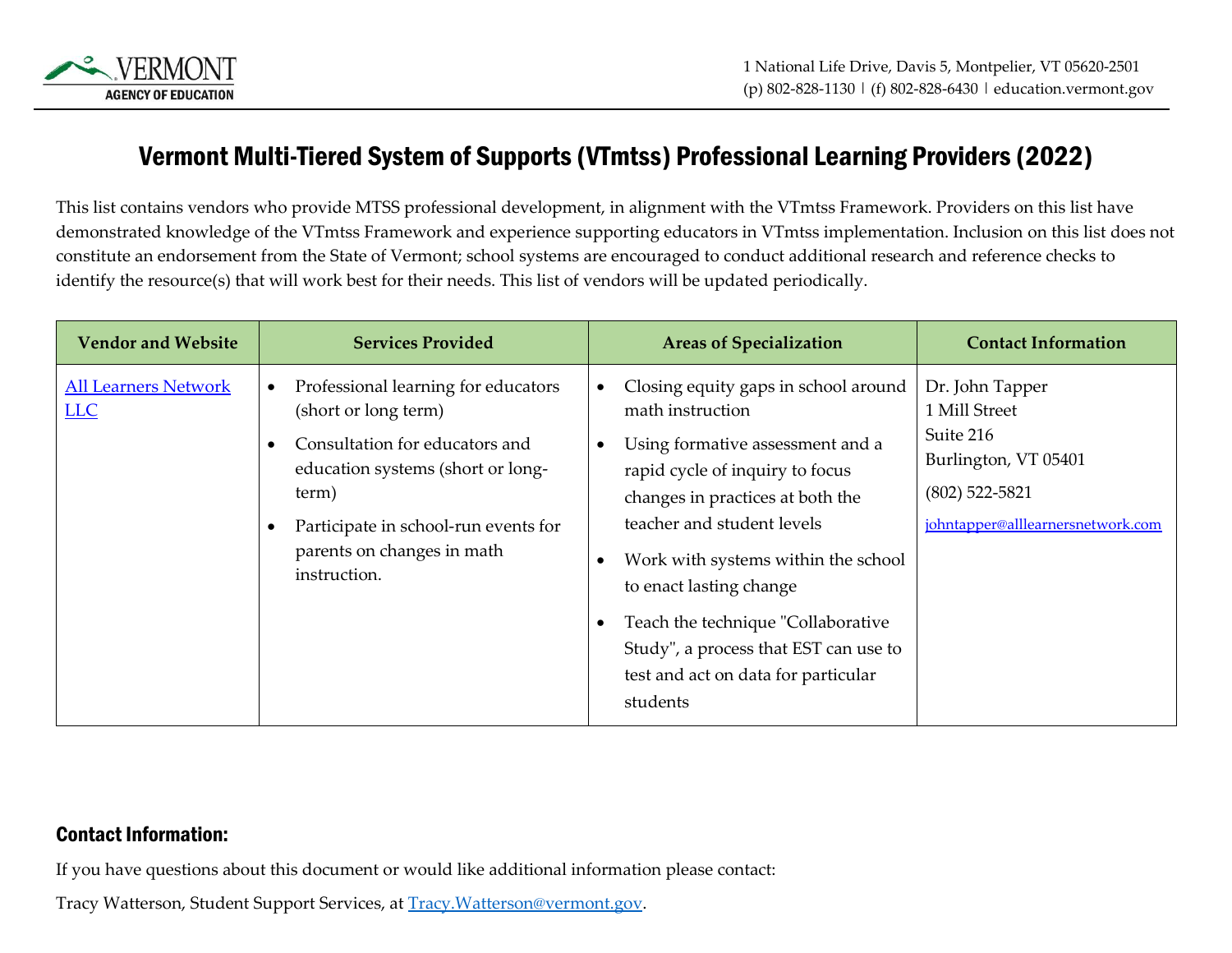# Vermont Multi-Tiered System of Supports (VTmtss) Professional Learning Providers (2022)

This list contains vendors who provide MTSS professional development, in alignment with the VTmtss Framework. Providers on this list have demonstrated knowledge of the VTmtss Framework and experience supporting educators in VTmtss implementation. Inclusion on this list does not constitute an endorsement from the State of Vermont; school systems are encouraged to conduct additional research and reference checks to identify the resource(s) that will work best for their needs. This list of vendors will be updated periodically.

| Vendor and Website | Services Provided | Areas of Specialization | Contact Information |
|---|---|---|---|
| All Learners Network LLC | • Professional learning for educators (short or long term)<br>• Consultation for educators and education systems (short or long-term)<br>• Participate in school-run events for parents on changes in math instruction. | • Closing equity gaps in school around math instruction<br>• Using formative assessment and a rapid cycle of inquiry to focus changes in practices at both the teacher and student levels<br>• Work with systems within the school to enact lasting change<br>• Teach the technique "Collaborative Study", a process that EST can use to test and act on data for particular students | Dr. John Tapper<br>1 Mill Street<br>Suite 216<br>Burlington, VT 05401<br>(802) 522-5821<br>johntapper@alllearnersnetwork.com |

## Contact Information:

If you have questions about this document or would like additional information please contact:

Tracy Watterson, Student Support Services, at Tracy.Watterson@vermont.gov.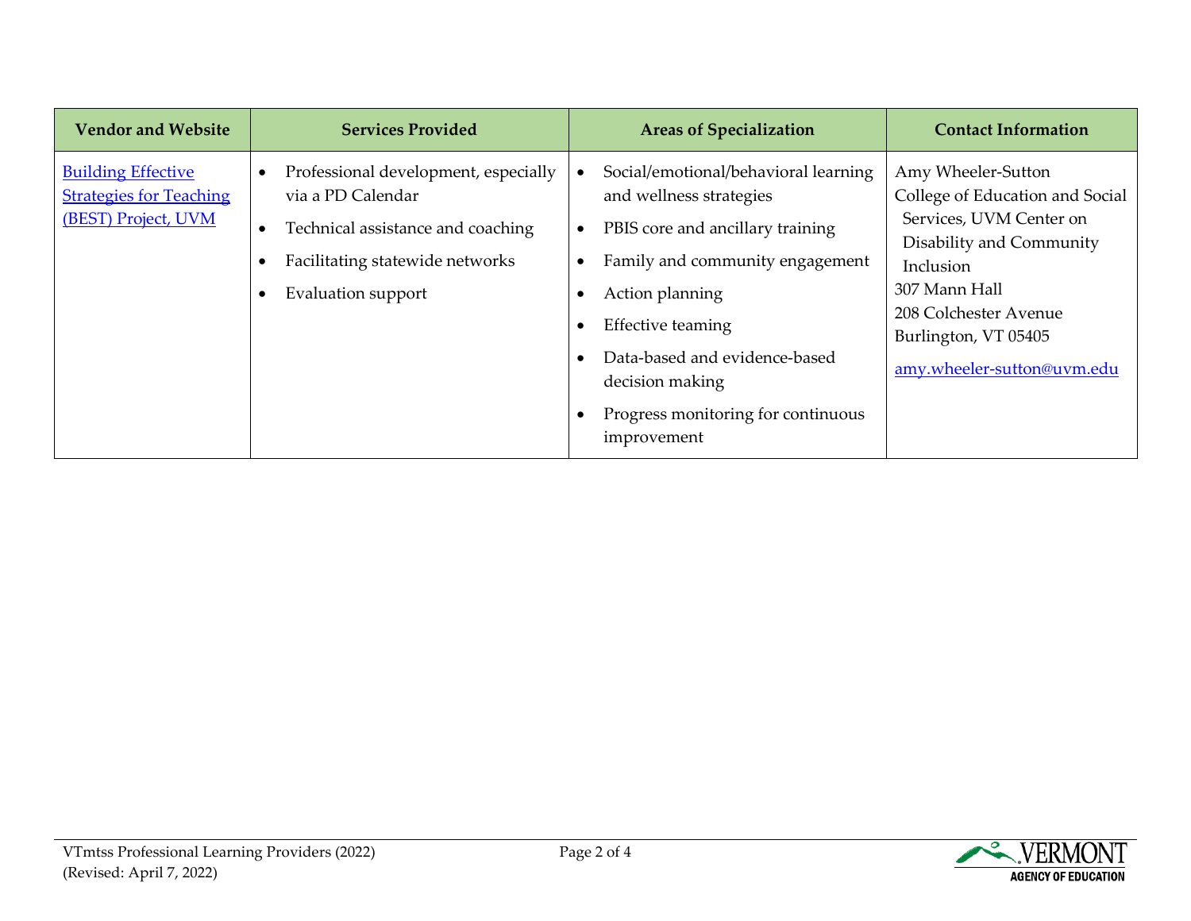| Vendor and Website | Services Provided | Areas of Specialization | Contact Information |
| --- | --- | --- | --- |
| Building Effective Strategies for Teaching (BEST) Project, UVM | • Professional development, especially via a PD Calendar<br>• Technical assistance and coaching<br>• Facilitating statewide networks<br>• Evaluation support | • Social/emotional/behavioral learning and wellness strategies<br>• PBIS core and ancillary training<br>• Family and community engagement<br>• Action planning<br>• Effective teaming<br>• Data-based and evidence-based decision making<br>• Progress monitoring for continuous improvement | Amy Wheeler-Sutton<br>College of Education and Social Services, UVM Center on Disability and Community Inclusion<br>307 Mann Hall<br>208 Colchester Avenue<br>Burlington, VT 05405<br>amy.wheeler-sutton@uvm.edu |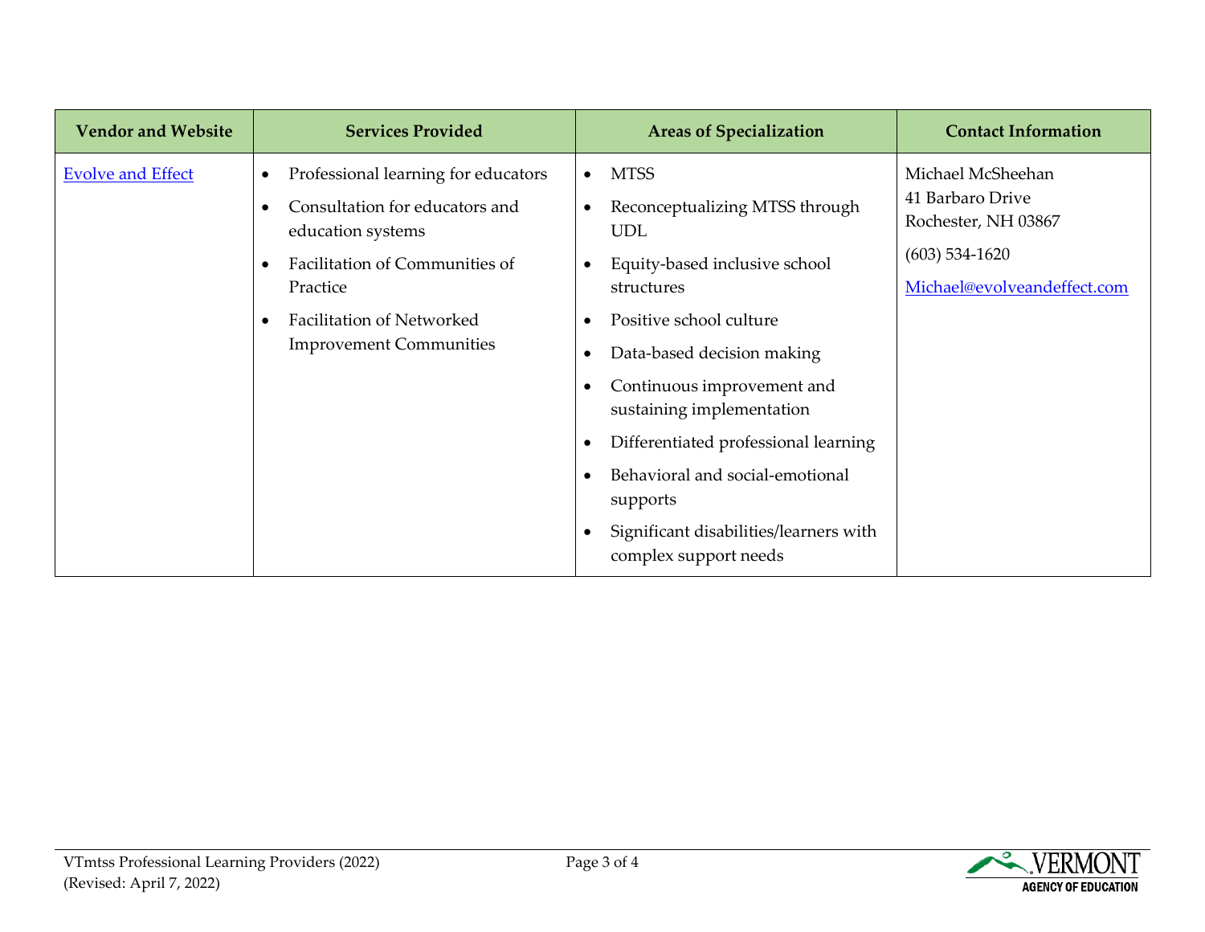| Vendor and Website | Services Provided | Areas of Specialization | Contact Information |
| --- | --- | --- | --- |
| [Evolve and Effect]() | • Professional learning for educators<br>• Consultation for educators and education systems<br>• Facilitation of Communities of Practice<br>• Facilitation of Networked Improvement Communities | • MTSS<br>• Reconceptualizing MTSS through UDL<br>• Equity-based inclusive school structures<br>• Positive school culture<br>• Data-based decision making<br>• Continuous improvement and sustaining implementation<br>• Differentiated professional learning<br>• Behavioral and social-emotional supports<br>• Significant disabilities/learners with complex support needs | Michael McSheehan<br>41 Barbaro Drive<br>Rochester, NH 03867<br>(603) 534-1620<br>Michael@evolveandeffect.com |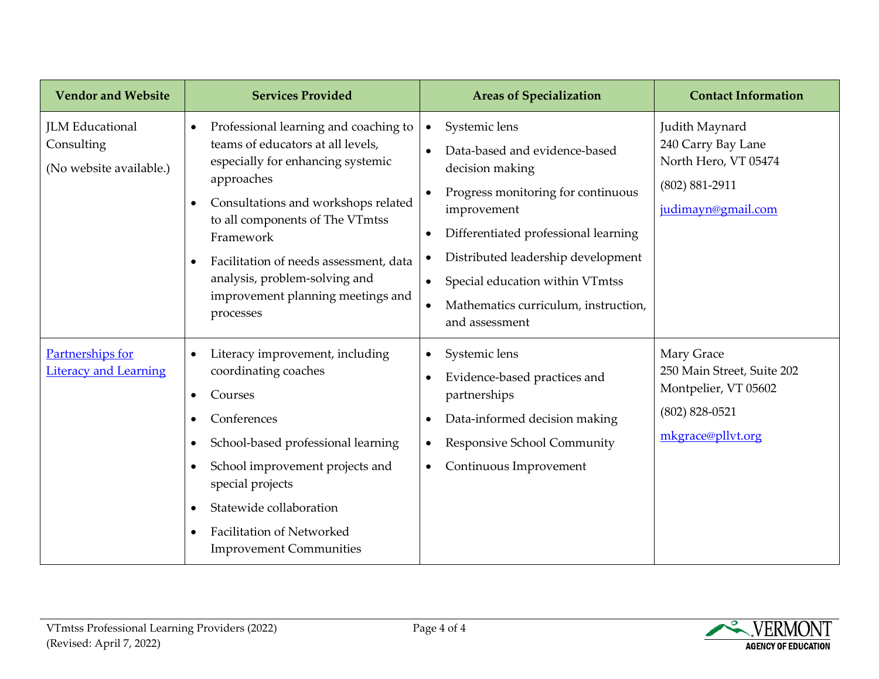| Vendor and Website | Services Provided | Areas of Specialization | Contact Information |
|---|---|---|---|
| JLM Educational Consulting<br>(No website available.) | • Professional learning and coaching to teams of educators at all levels, especially for enhancing systemic approaches<br>• Consultations and workshops related to all components of The VTmtss Framework<br>• Facilitation of needs assessment, data analysis, problem-solving and improvement planning meetings and processes | • Systemic lens<br>• Data-based and evidence-based decision making<br>• Progress monitoring for continuous improvement<br>• Differentiated professional learning<br>• Distributed leadership development<br>• Special education within VTmtss<br>• Mathematics curriculum, instruction, and assessment | Judith Maynard<br>240 Carry Bay Lane<br>North Hero, VT 05474<br>(802) 881-2911<br>judimayn@gmail.com |
| Partnerships for Literacy and Learning | • Literacy improvement, including coordinating coaches<br>• Courses<br>• Conferences<br>• School-based professional learning<br>• School improvement projects and special projects<br>• Statewide collaboration<br>• Facilitation of Networked Improvement Communities | • Systemic lens<br>• Evidence-based practices and partnerships<br>• Data-informed decision making<br>• Responsive School Community<br>• Continuous Improvement | Mary Grace<br>250 Main Street, Suite 202<br>Montpelier, VT 05602<br>(802) 828-0521<br>mkgrace@pllvt.org |